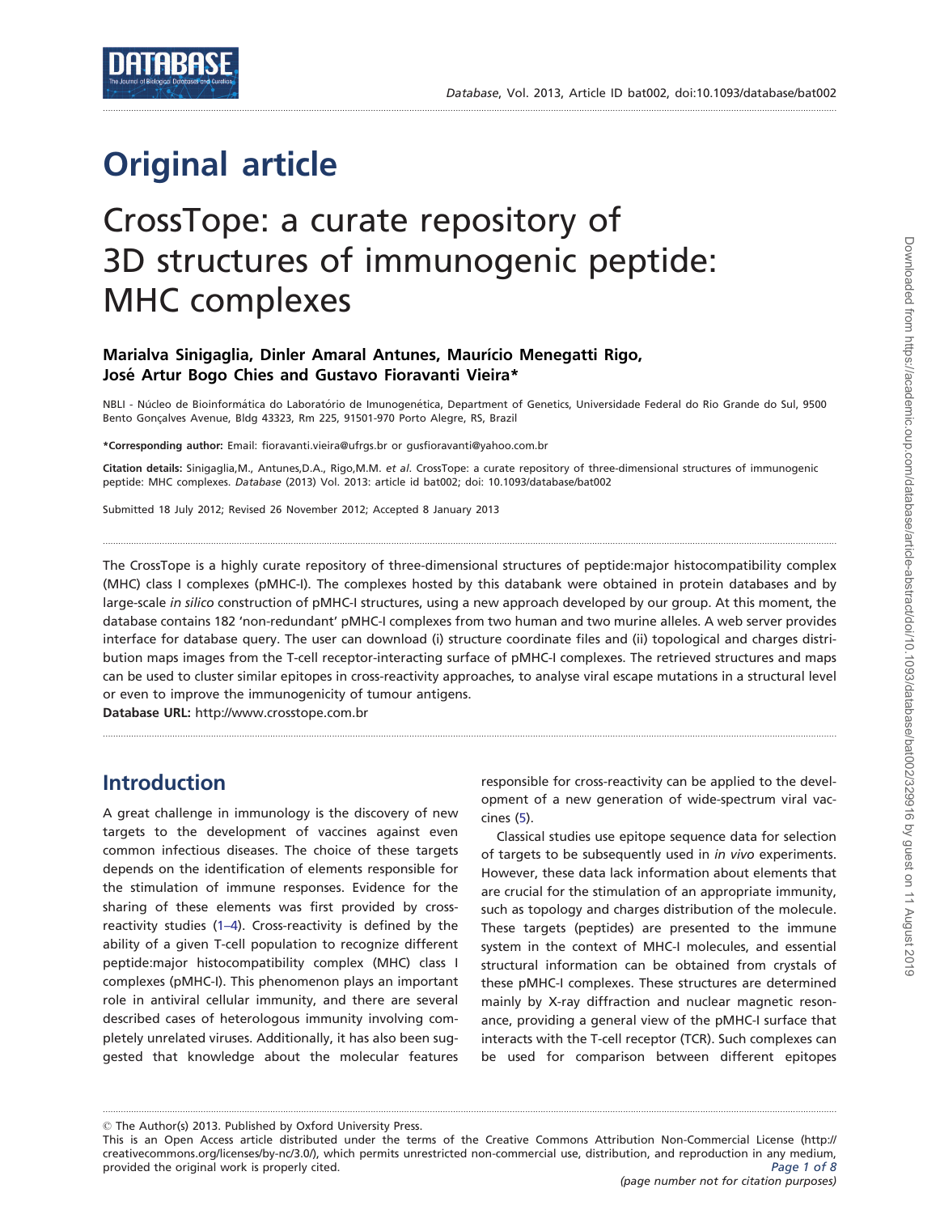# Original article

# CrossTope: a curate repository of 3D structures of immunogenic peptide: MHC complexes

**Marialva Sinigaglia, Dinler Amaral Antunes, Maurício Menegatti Rigo, José Artur Bogo Chies and Gustavo Fioravanti Vieira***

NBLI - Núcleo de Bioinformática do Laboratório de Imunogenética, Department of Genetics, Universidade Federal do Rio Grande do Sul, 9500 Bento Gonçalves Avenue, Bldg 43323, Rm 225, 91501-970 Porto Alegre, RS, Brazil

***Corresponding author:** Email: fioravanti.vieira@ufrgs.br or gusfioravanti@yahoo.com.br

**Citation details:** Sinigaglia,M., Antunes,D.A., Rigo,M.M. *et al*. CrossTope: a curate repository of three-dimensional structures of immunogenic peptide: MHC complexes. *Database* (2013) Vol. 2013: article id bat002; doi: 10.1093/database/bat002

Submitted 18 July 2012; Revised 26 November 2012; Accepted 8 January 2013

The CrossTope is a highly curate repository of three-dimensional structures of peptide:major histocompatibility complex (MHC) class I complexes (pMHC-I). The complexes hosted by this databank were obtained in protein databases and by large-scale *in silico* construction of pMHC-I structures, using a new approach developed by our group. At this moment, the database contains 182 'non-redundant' pMHC-I complexes from two human and two murine alleles. A web server provides interface for database query. The user can download (i) structure coordinate files and (ii) topological and charges distribution maps images from the T-cell receptor-interacting surface of pMHC-I complexes. The retrieved structures and maps can be used to cluster similar epitopes in cross-reactivity approaches, to analyse viral escape mutations in a structural level or even to improve the immunogenicity of tumour antigens.

**Database URL:** http://www.crosstope.com.br

## Introduction

A great challenge in immunology is the discovery of new targets to the development of vaccines against even common infectious diseases. The choice of these targets depends on the identification of elements responsible for the stimulation of immune responses. Evidence for the sharing of these elements was first provided by cross-reactivity studies (1–4). Cross-reactivity is defined by the ability of a given T-cell population to recognize different peptide:major histocompatibility complex (MHC) class I complexes (pMHC-I). This phenomenon plays an important role in antiviral cellular immunity, and there are several described cases of heterologous immunity involving completely unrelated viruses. Additionally, it has also been suggested that knowledge about the molecular features responsible for cross-reactivity can be applied to the development of a new generation of wide-spectrum viral vaccines (5).

Classical studies use epitope sequence data for selection of targets to be subsequently used in *in vivo* experiments. However, these data lack information about elements that are crucial for the stimulation of an appropriate immunity, such as topology and charges distribution of the molecule. These targets (peptides) are presented to the immune system in the context of MHC-I molecules, and essential structural information can be obtained from crystals of these pMHC-I complexes. These structures are determined mainly by X-ray diffraction and nuclear magnetic resonance, providing a general view of the pMHC-I surface that interacts with the T-cell receptor (TCR). Such complexes can be used for comparison between different epitopes

© The Author(s) 2013. Published by Oxford University Press.
This is an Open Access article distributed under the terms of the Creative Commons Attribution Non-Commercial License (http://creativecommons.org/licenses/by-nc/3.0/), which permits unrestricted non-commercial use, distribution, and reproduction in any medium, provided the original work is properly cited.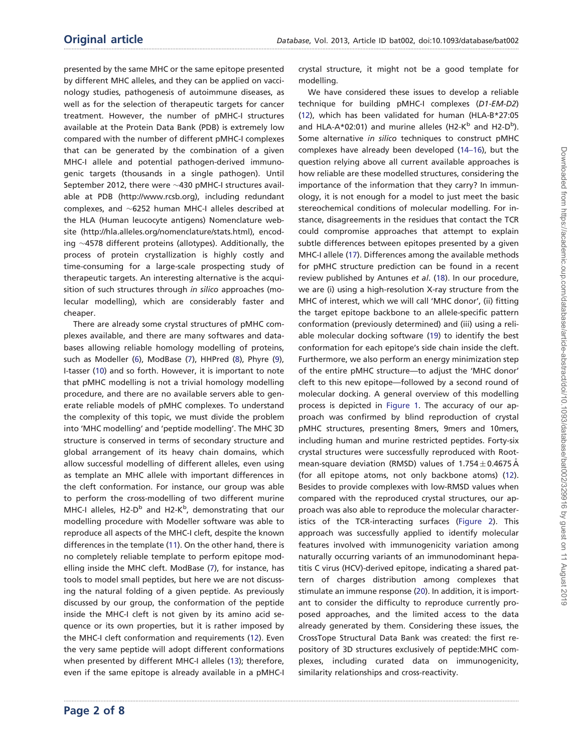presented by the same MHC or the same epitope presented by different MHC alleles, and they can be applied on vaccinology studies, pathogenesis of autoimmune diseases, as well as for the selection of therapeutic targets for cancer treatment. However, the number of pMHC-I structures available at the Protein Data Bank (PDB) is extremely low compared with the number of different pMHC-I complexes that can be generated by the combination of a given MHC-I allele and potential pathogen-derived immunogenic targets (thousands in a single pathogen). Until September 2012, there were ~430 pMHC-I structures available at PDB (http://www.rcsb.org), including redundant complexes, and ~6252 human MHC-I alleles described at the HLA (Human leucocyte antigens) Nomenclature website (http://hla.alleles.org/nomenclature/stats.html), encoding ~4578 different proteins (allotypes). Additionally, the process of protein crystallization is highly costly and time-consuming for a large-scale prospecting study of therapeutic targets. An interesting alternative is the acquisition of such structures through *in silico* approaches (molecular modelling), which are considerably faster and cheaper.

There are already some crystal structures of pMHC complexes available, and there are many softwares and databases allowing reliable homology modelling of proteins, such as Modeller (6), ModBase (7), HHPred (8), Phyre (9), I-tasser (10) and so forth. However, it is important to note that pMHC modelling is not a trivial homology modelling procedure, and there are no available servers able to generate reliable models of pMHC complexes. To understand the complexity of this topic, we must divide the problem into 'MHC modelling' and 'peptide modelling'. The MHC 3D structure is conserved in terms of secondary structure and global arrangement of its heavy chain domains, which allow successful modelling of different alleles, even using as template an MHC allele with important differences in the cleft conformation. For instance, our group was able to perform the cross-modelling of two different murine MHC-I alleles, H2-D$^b$ and H2-K$^b$, demonstrating that our modelling procedure with Modeller software was able to reproduce all aspects of the MHC-I cleft, despite the known differences in the template (11). On the other hand, there is no completely reliable template to perform epitope modelling inside the MHC cleft. ModBase (7), for instance, has tools to model small peptides, but here we are not discussing the natural folding of a given peptide. As previously discussed by our group, the conformation of the peptide inside the MHC-I cleft is not given by its amino acid sequence or its own properties, but it is rather imposed by the MHC-I cleft conformation and requirements (12). Even the very same peptide will adopt different conformations when presented by different MHC-I alleles (13); therefore, even if the same epitope is already available in a pMHC-I crystal structure, it might not be a good template for modelling.

We have considered these issues to develop a reliable technique for building pMHC-I complexes (*D1-EM-D2*) (12), which has been validated for human (HLA-B*27:05 and HLA-A*02:01) and murine alleles (H2-K$^b$ and H2-D$^b$). Some alternative *in silico* techniques to construct pMHC complexes have already been developed (14–16), but the question relying above all current available approaches is how reliable are these modelled structures, considering the importance of the information that they carry? In immunology, it is not enough for a model to just meet the basic stereochemical conditions of molecular modelling. For instance, disagreements in the residues that contact the TCR could compromise approaches that attempt to explain subtle differences between epitopes presented by a given MHC-I allele (17). Differences among the available methods for pMHC structure prediction can be found in a recent review published by Antunes *et al.* (18). In our procedure, we are (i) using a high-resolution X-ray structure from the MHC of interest, which we will call 'MHC donor', (ii) fitting the target epitope backbone to an allele-specific pattern conformation (previously determined) and (iii) using a reliable molecular docking software (19) to identify the best conformation for each epitope's side chain inside the cleft. Furthermore, we also perform an energy minimization step of the entire pMHC structure—to adjust the 'MHC donor' cleft to this new epitope—followed by a second round of molecular docking. A general overview of this modelling process is depicted in Figure 1. The accuracy of our approach was confirmed by blind reproduction of crystal pMHC structures, presenting 8mers, 9mers and 10mers, including human and murine restricted peptides. Forty-six crystal structures were successfully reproduced with Root-mean-square deviation (RMSD) values of $1.754 \pm 0.4675$ Å (for all epitope atoms, not only backbone atoms) (12). Besides to provide complexes with low-RMSD values when compared with the reproduced crystal structures, our approach was also able to reproduce the molecular characteristics of the TCR-interacting surfaces (Figure 2). This approach was successfully applied to identify molecular features involved with immunogenicity variation among naturally occurring variants of an immunodominant hepatitis C virus (HCV)-derived epitope, indicating a shared pattern of charges distribution among complexes that stimulate an immune response (20). In addition, it is important to consider the difficulty to reproduce currently proposed approaches, and the limited access to the data already generated by them. Considering these issues, the CrossTope Structural Data Bank was created: the first repository of 3D structures exclusively of peptide:MHC complexes, including curated data on immunogenicity, similarity relationships and cross-reactivity.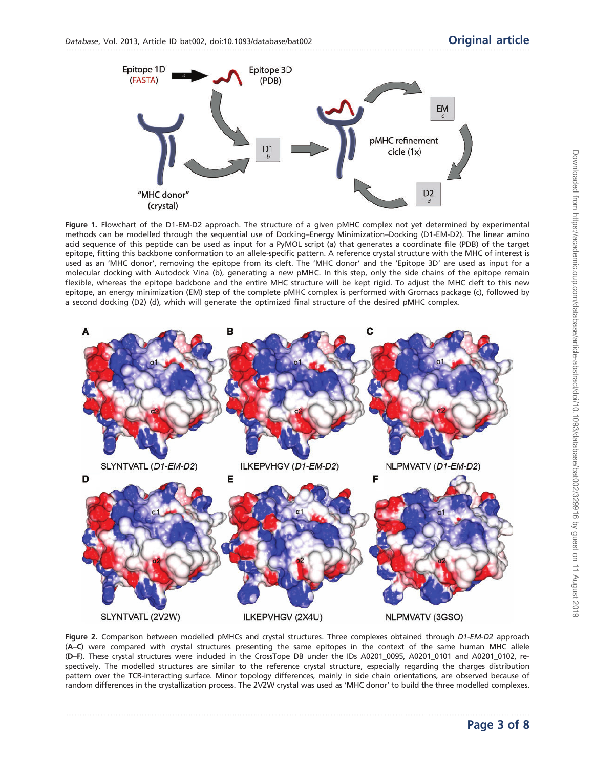**Figure 1.** Flowchart of the D1-EM-D2 approach. The structure of a given pMHC complex not yet determined by experimental methods can be modelled through the sequential use of Docking–Energy Minimization–Docking (D1-EM-D2). The linear amino acid sequence of this peptide can be used as input for a PyMOL script (a) that generates a coordinate file (PDB) of the target epitope, fitting this backbone conformation to an allele-specific pattern. A reference crystal structure with the MHC of interest is used as an 'MHC donor', removing the epitope from its cleft. The 'MHC donor' and the 'Epitope 3D' are used as input for a molecular docking with Autodock Vina (b), generating a new pMHC. In this step, only the side chains of the epitope remain flexible, whereas the epitope backbone and the entire MHC structure will be kept rigid. To adjust the MHC cleft to this new epitope, an energy minimization (EM) step of the complete pMHC complex is performed with Gromacs package (c), followed by a second docking (D2) (d), which will generate the optimized final structure of the desired pMHC complex.

**Figure 2.** Comparison between modelled pMHCs and crystal structures. Three complexes obtained through *D1-EM-D2* approach (**A–C**) were compared with crystal structures presenting the same epitopes in the context of the same human MHC allele (**D–F**). These crystal structures were included in the CrossTope DB under the IDs A0201_0095, A0201_0101 and A0201_0102, respectively. The modelled structures are similar to the reference crystal structure, especially regarding the charges distribution pattern over the TCR-interacting surface. Minor topology differences, mainly in side chain orientations, are observed because of random differences in the crystallization process. The 2V2W crystal was used as 'MHC donor' to build the three modelled complexes.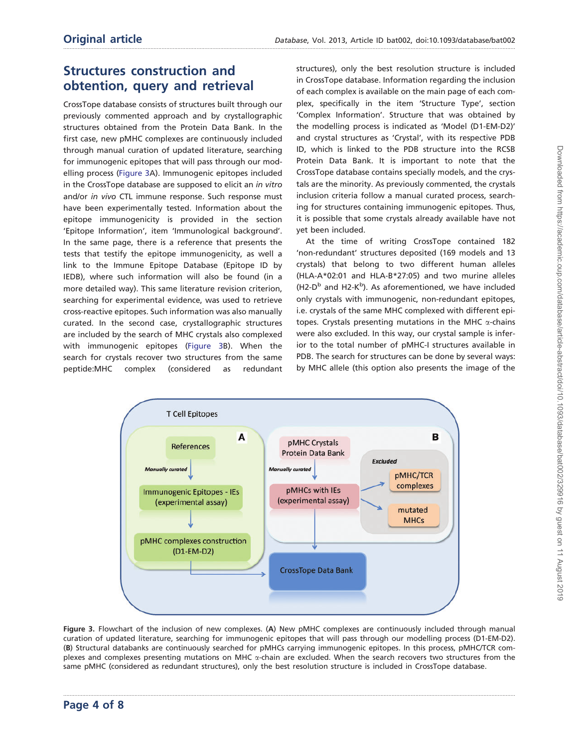## Structures construction and obtention, query and retrieval

CrossTope database consists of structures built through our previously commented approach and by crystallographic structures obtained from the Protein Data Bank. In the first case, new pMHC complexes are continuously included through manual curation of updated literature, searching for immunogenic epitopes that will pass through our modelling process (Figure 3A). Immunogenic epitopes included in the CrossTope database are supposed to elicit an *in vitro* and/or *in vivo* CTL immune response. Such response must have been experimentally tested. Information about the epitope immunogenicity is provided in the section 'Epitope Information', item 'Immunological background'. In the same page, there is a reference that presents the tests that testify the epitope immunogenicity, as well a link to the Immune Epitope Database (Epitope ID by IEDB), where such information will also be found (in a more detailed way). This same literature revision criterion, searching for experimental evidence, was used to retrieve cross-reactive epitopes. Such information was also manually curated. In the second case, crystallographic structures are included by the search of MHC crystals also complexed with immunogenic epitopes (Figure 3B). When the search for crystals recover two structures from the same peptide:MHC complex (considered as redundant structures), only the best resolution structure is included in CrossTope database. Information regarding the inclusion of each complex is available on the main page of each complex, specifically in the item 'Structure Type', section 'Complex Information'. Structure that was obtained by the modelling process is indicated as 'Model (D1-EM-D2)' and crystal structures as 'Crystal', with its respective PDB ID, which is linked to the PDB structure into the RCSB Protein Data Bank. It is important to note that the CrossTope database contains specially models, and the crystals are the minority. As previously commented, the crystals inclusion criteria follow a manual curated process, searching for structures containing immunogenic epitopes. Thus, it is possible that some crystals already available have not yet been included.

At the time of writing CrossTope contained 182 'non-redundant' structures deposited (169 models and 13 crystals) that belong to two different human alleles (HLA-A*02:01 and HLA-B*27:05) and two murine alleles (H2-D$^{b}$ and H2-K$^{b}$). As aforementioned, we have included only crystals with immunogenic, non-redundant epitopes, i.e. crystals of the same MHC complexed with different epitopes. Crystals presenting mutations in the MHC $\alpha$-chains were also excluded. In this way, our crystal sample is inferior to the total number of pMHC-I structures available in PDB. The search for structures can be done by several ways: by MHC allele (this option also presents the image of the

**Figure 3.** Flowchart of the inclusion of new complexes. (**A**) New pMHC complexes are continuously included through manual curation of updated literature, searching for immunogenic epitopes that will pass through our modelling process (D1-EM-D2). (**B**) Structural databanks are continuously searched for pMHCs carrying immunogenic epitopes. In this process, pMHC/TCR complexes and complexes presenting mutations on MHC $\alpha$-chain are excluded. When the search recovers two structures from the same pMHC (considered as redundant structures), only the best resolution structure is included in CrossTope database.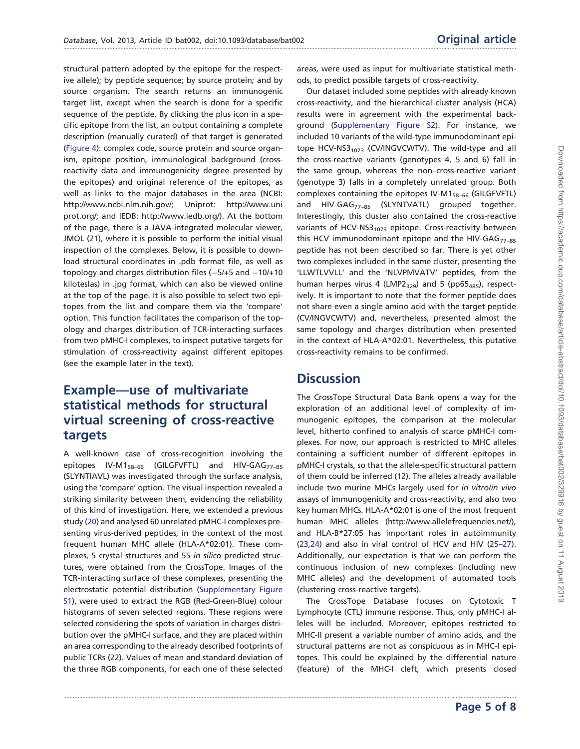structural pattern adopted by the epitope for the respective allele); by peptide sequence; by source protein; and by source organism. The search returns an immunogenic target list, except when the search is done for a specific sequence of the peptide. By clicking the plus icon in a specific epitope from the list, an output containing a complete description (manually curated) of that target is generated (Figure 4): complex code, source protein and source organism, epitope position, immunological background (cross-reactivity data and immunogenicity degree presented by the epitopes) and original reference of the epitopes, as well as links to the major databases in the area (NCBI: http://www.ncbi.nlm.nih.gov/; Uniprot: http://www.uniprot.org/; and IEDB: http://www.iedb.org/). At the bottom of the page, there is a JAVA-integrated molecular viewer, JMOL (21), where it is possible to perform the initial visual inspection of the complexes. Below, it is possible to download structural coordinates in .pdb format file, as well as topology and charges distribution files (−5/+5 and −10/+10 kiloteslas) in .jpg format, which can also be viewed online at the top of the page. It is also possible to select two epitopes from the list and compare them via the 'compare' option. This function facilitates the comparison of the topology and charges distribution of TCR-interacting surfaces from two pMHC-I complexes, to inspect putative targets for stimulation of cross-reactivity against different epitopes (see the example later in the text).

## Example—use of multivariate statistical methods for structural virtual screening of cross-reactive targets

A well-known case of cross-recognition involving the epitopes IV-M1$_{58-66}$ (GILGFVFTL) and HIV-GAG$_{77-85}$ (SLYNTIAVL) was investigated through the surface analysis, using the 'compare' option. The visual inspection revealed a striking similarity between them, evidencing the reliability of this kind of investigation. Here, we extended a previous study (20) and analysed 60 unrelated pMHC-I complexes presenting virus-derived peptides, in the context of the most frequent human MHC allele (HLA-A*02:01). These complexes, 5 crystal structures and 55 *in silico* predicted structures, were obtained from the CrossTope. Images of the TCR-interacting surface of these complexes, presenting the electrostatic potential distribution (Supplementary Figure S1), were used to extract the RGB (Red-Green-Blue) colour histograms of seven selected regions. These regions were selected considering the spots of variation in charges distribution over the pMHC-I surface, and they are placed within an area corresponding to the already described footprints of public TCRs (22). Values of mean and standard deviation of the three RGB components, for each one of these selected areas, were used as input for multivariate statistical methods, to predict possible targets of cross-reactivity.

Our dataset included some peptides with already known cross-reactivity, and the hierarchical cluster analysis (HCA) results were in agreement with the experimental background (Supplementary Figure S2). For instance, we included 10 variants of the wild-type immunodominant epitope HCV-NS3$_{1073}$ (CV/INGVCWTV). The wild-type and all the cross-reactive variants (genotypes 4, 5 and 6) fall in the same group, whereas the non–cross-reactive variant (genotype 3) falls in a completely unrelated group. Both complexes containing the epitopes IV-M1$_{58-66}$ (GILGFVFTL) and HIV-GAG$_{77-85}$ (SLYNTVATL) grouped together. Interestingly, this cluster also contained the cross-reactive variants of HCV-NS3$_{1073}$ epitope. Cross-reactivity between this HCV immunodominant epitope and the HIV-GAG$_{77-85}$ peptide has not been described so far. There is yet other two complexes included in the same cluster, presenting the 'LLWTLVVLL' and the 'NLVPMVATV' peptides, from the human herpes virus 4 (LMP2$_{329}$) and 5 (pp65$_{485}$), respectively. It is important to note that the former peptide does not share even a single amino acid with the target peptide (CV/INGVCWTV) and, nevertheless, presented almost the same topology and charges distribution when presented in the context of HLA-A*02:01. Nevertheless, this putative cross-reactivity remains to be confirmed.

## Discussion

The CrossTope Structural Data Bank opens a way for the exploration of an additional level of complexity of immunogenic epitopes, the comparison at the molecular level, hitherto confined to analysis of scarce pMHC-I complexes. For now, our approach is restricted to MHC alleles containing a sufficient number of different epitopes in pMHC-I crystals, so that the allele-specific structural pattern of them could be inferred (12). The alleles already available include two murine MHCs largely used for *in vitro*/*in vivo* assays of immunogenicity and cross-reactivity, and also two key human MHCs. HLA-A*02:01 is one of the most frequent human MHC alleles (http://www.allelefrequencies.net/), and HLA-B*27:05 has important roles in autoimmunity (23,24) and also in viral control of HCV and HIV (25–27). Additionally, our expectation is that we can perform the continuous inclusion of new complexes (including new MHC alleles) and the development of automated tools (clustering cross-reactive targets).

The CrossTope Database focuses on Cytotoxic T Lymphocyte (CTL) immune response. Thus, only pMHC-I alleles will be included. Moreover, epitopes restricted to MHC-II present a variable number of amino acids, and the structural patterns are not as conspicuous as in MHC-I epitopes. This could be explained by the differential nature (feature) of the MHC-I cleft, which presents closed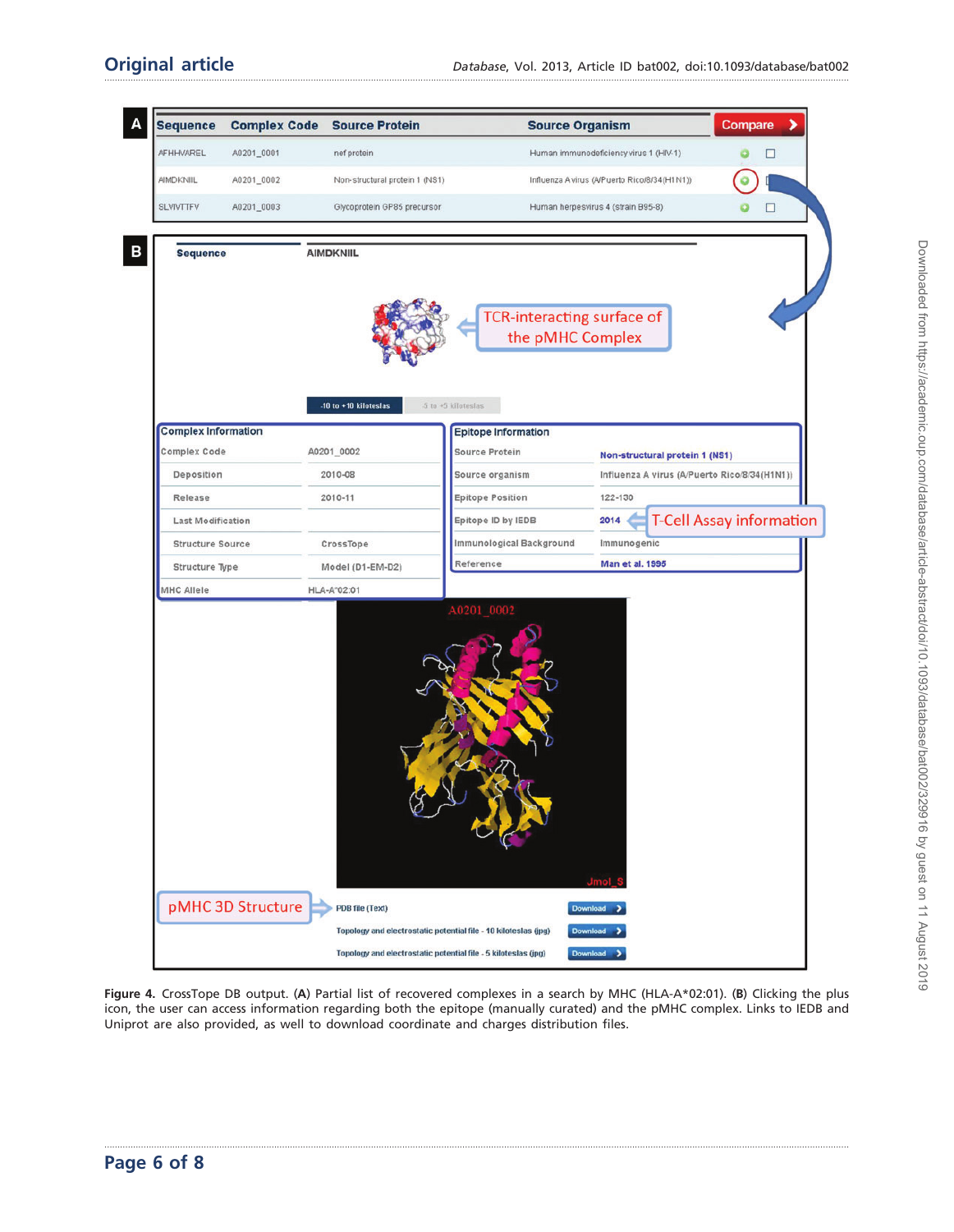**Figure 4.** CrossTope DB output. (**A**) Partial list of recovered complexes in a search by MHC (HLA-A*02:01). (**B**) Clicking the plus icon, the user can access information regarding both the epitope (manually curated) and the pMHC complex. Links to IEDB and Uniprot are also provided, as well to download coordinate and charges distribution files.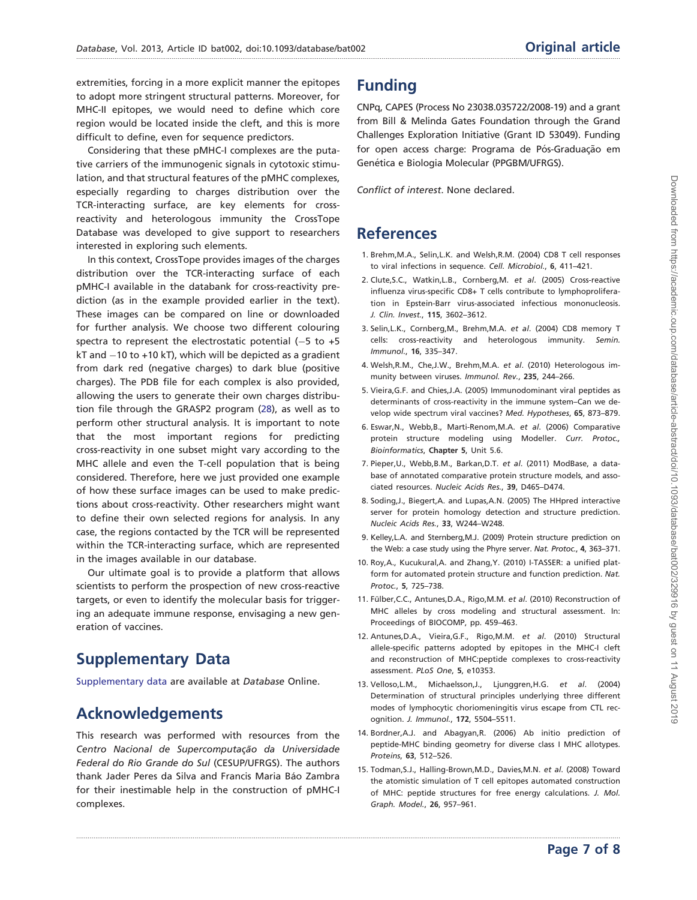extremities, forcing in a more explicit manner the epitopes to adopt more stringent structural patterns. Moreover, for MHC-II epitopes, we would need to define which core region would be located inside the cleft, and this is more difficult to define, even for sequence predictors.

Considering that these pMHC-I complexes are the putative carriers of the immunogenic signals in cytotoxic stimulation, and that structural features of the pMHC complexes, especially regarding to charges distribution over the TCR-interacting surface, are key elements for cross-reactivity and heterologous immunity the CrossTope Database was developed to give support to researchers interested in exploring such elements.

In this context, CrossTope provides images of the charges distribution over the TCR-interacting surface of each pMHC-I available in the databank for cross-reactivity prediction (as in the example provided earlier in the text). These images can be compared on line or downloaded for further analysis. We choose two different colouring spectra to represent the electrostatic potential (−5 to +5 kT and −10 to +10 kT), which will be depicted as a gradient from dark red (negative charges) to dark blue (positive charges). The PDB file for each complex is also provided, allowing the users to generate their own charges distribution file through the GRASP2 program (28), as well as to perform other structural analysis. It is important to note that the most important regions for predicting cross-reactivity in one subset might vary according to the MHC allele and even the T-cell population that is being considered. Therefore, here we just provided one example of how these surface images can be used to make predictions about cross-reactivity. Other researchers might want to define their own selected regions for analysis. In any case, the regions contacted by the TCR will be represented within the TCR-interacting surface, which are represented in the images available in our database.

Our ultimate goal is to provide a platform that allows scientists to perform the prospection of new cross-reactive targets, or even to identify the molecular basis for triggering an adequate immune response, envisaging a new generation of vaccines.

## Supplementary Data

Supplementary data are available at *Database* Online.

## Acknowledgements

This research was performed with resources from the *Centro Nacional de Supercomputação da Universidade Federal do Rio Grande do Sul* (CESUP/UFRGS). The authors thank Jader Peres da Silva and Francis Maria Báo Zambra for their inestimable help in the construction of pMHC-I complexes.

## Funding

CNPq, CAPES (Process No 23038.035722/2008-19) and a grant from Bill & Melinda Gates Foundation through the Grand Challenges Exploration Initiative (Grant ID 53049). Funding for open access charge: Programa de Pós-Graduação em Genética e Biologia Molecular (PPGBM/UFRGS).

*Conflict of interest*. None declared.

## References

1. Brehm,M.A., Selin,L.K. and Welsh,R.M. (2004) CD8 T cell responses to viral infections in sequence. *Cell. Microbiol.*, **6**, 411–421.
2. Clute,S.C., Watkin,L.B., Cornberg,M. *et al*. (2005) Cross-reactive influenza virus-specific CD8+ T cells contribute to lymphoproliferation in Epstein-Barr virus-associated infectious mononucleosis. *J. Clin. Invest.*, **115**, 3602–3612.
3. Selin,L.K., Cornberg,M., Brehm,M.A. *et al*. (2004) CD8 memory T cells: cross-reactivity and heterologous immunity. *Semin. Immunol.*, **16**, 335–347.
4. Welsh,R.M., Che,J.W., Brehm,M.A. *et al*. (2010) Heterologous immunity between viruses. *Immunol. Rev.*, **235**, 244–266.
5. Vieira,G.F. and Chies,J.A. (2005) Immunodominant viral peptides as determinants of cross-reactivity in the immune system–Can we develop wide spectrum viral vaccines? *Med. Hypotheses*, **65**, 873–879.
6. Eswar,N., Webb,B., Marti-Renom,M.A. *et al*. (2006) Comparative protein structure modeling using Modeller. *Curr. Protoc., Bioinformatics*, **Chapter 5**, Unit 5.6.
7. Pieper,U., Webb,B.M., Barkan,D.T. *et al*. (2011) ModBase, a database of annotated comparative protein structure models, and associated resources. *Nucleic Acids Res.*, **39**, D465–D474.
8. Soding,J., Biegert,A. and Lupas,A.N. (2005) The HHpred interactive server for protein homology detection and structure prediction. *Nucleic Acids Res.*, **33**, W244–W248.
9. Kelley,L.A. and Sternberg,M.J. (2009) Protein structure prediction on the Web: a case study using the Phyre server. *Nat. Protoc.*, **4**, 363–371.
10. Roy,A., Kucukural,A. and Zhang,Y. (2010) I-TASSER: a unified platform for automated protein structure and function prediction. *Nat. Protoc.*, **5**, 725–738.
11. Fülber,C.C., Antunes,D.A., Rigo,M.M. *et al*. (2010) Reconstruction of MHC alleles by cross modeling and structural assessment. In: Proceedings of BIOCOMP, pp. 459–463.
12. Antunes,D.A., Vieira,G.F., Rigo,M.M. *et al*. (2010) Structural allele-specific patterns adopted by epitopes in the MHC-I cleft and reconstruction of MHC:peptide complexes to cross-reactivity assessment. *PLoS One*, **5**, e10353.
13. Velloso,L.M., Michaelsson,J., Ljunggren,H.G. *et al*. (2004) Determination of structural principles underlying three different modes of lymphocytic choriomeningitis virus escape from CTL recognition. *J. Immunol.*, **172**, 5504–5511.
14. Bordner,A.J. and Abagyan,R. (2006) Ab initio prediction of peptide-MHC binding geometry for diverse class I MHC allotypes. *Proteins*, **63**, 512–526.
15. Todman,S.J., Halling-Brown,M.D., Davies,M.N. *et al*. (2008) Toward the atomistic simulation of T cell epitopes automated construction of MHC: peptide structures for free energy calculations. *J. Mol. Graph. Model.*, **26**, 957–961.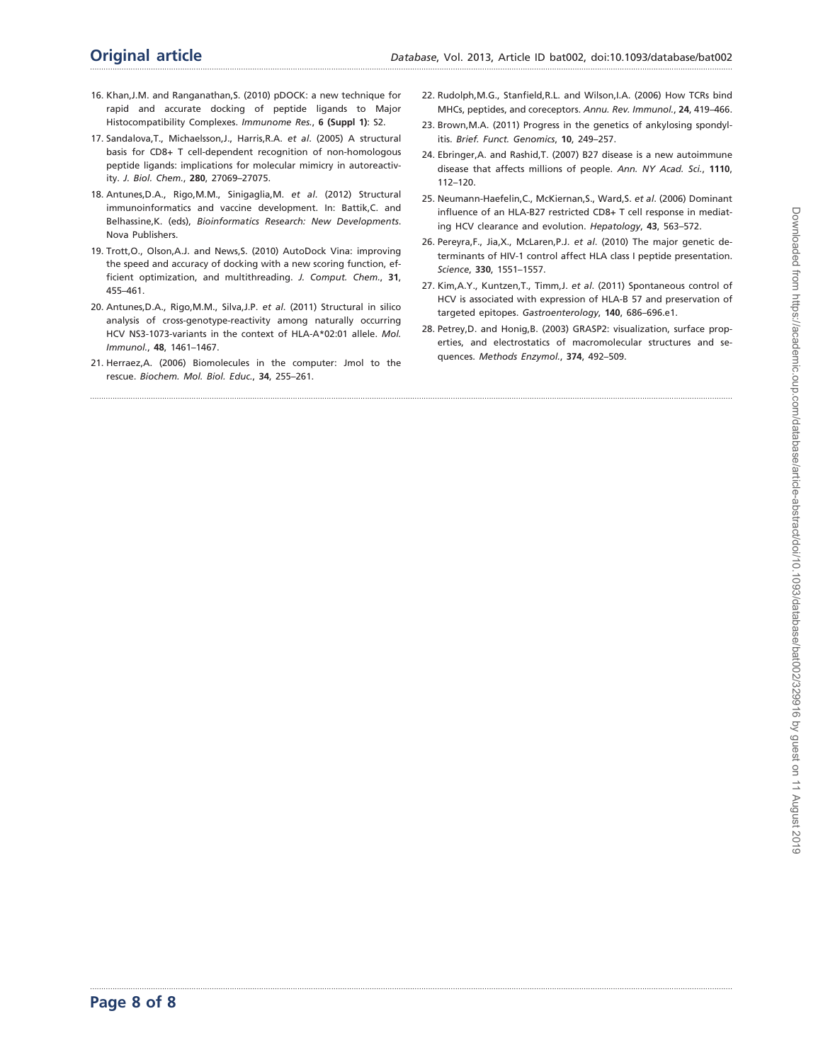16. Khan,J.M. and Ranganathan,S. (2010) pDOCK: a new technique for rapid and accurate docking of peptide ligands to Major Histocompatibility Complexes. *Immunome Res.*, **6 (Suppl 1)**: S2.
17. Sandalova,T., Michaelsson,J., Harris,R.A. *et al*. (2005) A structural basis for CD8+ T cell-dependent recognition of non-homologous peptide ligands: implications for molecular mimicry in autoreactivity. *J. Biol. Chem.*, **280**, 27069–27075.
18. Antunes,D.A., Rigo,M.M., Sinigaglia,M. *et al*. (2012) Structural immunoinformatics and vaccine development. In: Battik,C. and Belhassine,K. (eds), *Bioinformatics Research: New Developments*. Nova Publishers.
19. Trott,O., Olson,A.J. and News,S. (2010) AutoDock Vina: improving the speed and accuracy of docking with a new scoring function, efficient optimization, and multithreading. *J. Comput. Chem.*, **31**, 455–461.
20. Antunes,D.A., Rigo,M.M., Silva,J.P. *et al*. (2011) Structural in silico analysis of cross-genotype-reactivity among naturally occurring HCV NS3-1073-variants in the context of HLA-A*02:01 allele. *Mol. Immunol.*, **48**, 1461–1467.
21. Herraez,A. (2006) Biomolecules in the computer: Jmol to the rescue. *Biochem. Mol. Biol. Educ.*, **34**, 255–261.
22. Rudolph,M.G., Stanfield,R.L. and Wilson,I.A. (2006) How TCRs bind MHCs, peptides, and coreceptors. *Annu. Rev. Immunol.*, **24**, 419–466.
23. Brown,M.A. (2011) Progress in the genetics of ankylosing spondylitis. *Brief. Funct. Genomics*, **10**, 249–257.
24. Ebringer,A. and Rashid,T. (2007) B27 disease is a new autoimmune disease that affects millions of people. *Ann. NY Acad. Sci.*, **1110**, 112–120.
25. Neumann-Haefelin,C., McKiernan,S., Ward,S. *et al*. (2006) Dominant influence of an HLA-B27 restricted CD8+ T cell response in mediating HCV clearance and evolution. *Hepatology*, **43**, 563–572.
26. Pereyra,F., Jia,X., McLaren,P.J. *et al*. (2010) The major genetic determinants of HIV-1 control affect HLA class I peptide presentation. *Science*, **330**, 1551–1557.
27. Kim,A.Y., Kuntzen,T., Timm,J. *et al*. (2011) Spontaneous control of HCV is associated with expression of HLA-B 57 and preservation of targeted epitopes. *Gastroenterology*, **140**, 686–696.e1.
28. Petrey,D. and Honig,B. (2003) GRASP2: visualization, surface properties, and electrostatics of macromolecular structures and sequences. *Methods Enzymol.*, **374**, 492–509.